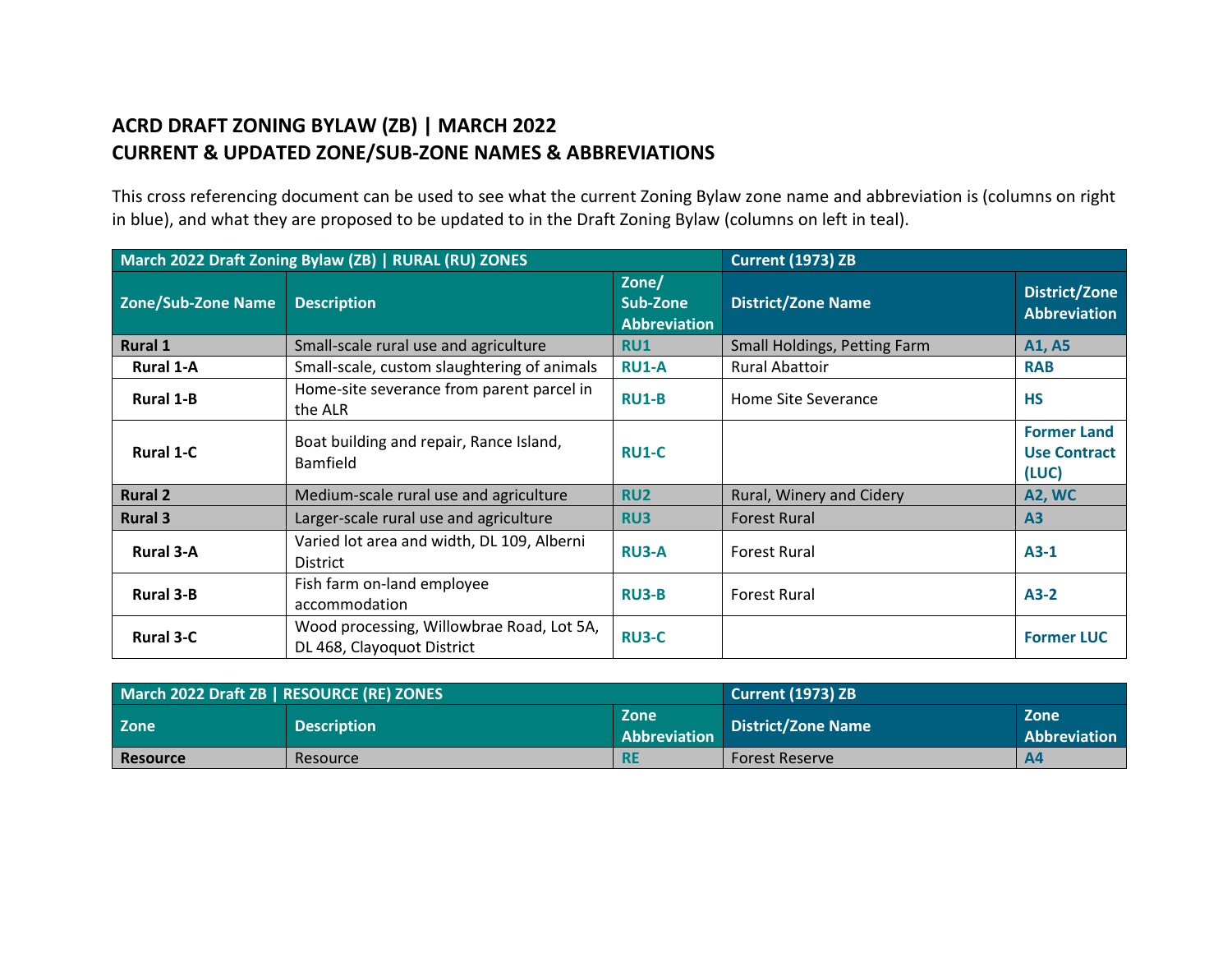# ACRD DRAFT ZONING BYLAW (ZB) | MARCH 2022
# CURRENT & UPDATED ZONE/SUB-ZONE NAMES & ABBREVIATIONS

This cross referencing document can be used to see what the current Zoning Bylaw zone name and abbreviation is (columns on right in blue), and what they are proposed to be updated to in the Draft Zoning Bylaw (columns on left in teal).

| March 2022 Draft Zoning Bylaw (ZB) \| RURAL (RU) ZONES | | | Current (1973) ZB | |
|---|---|---|---|---|
| **Zone/Sub-Zone Name** | **Description** | **Zone/ Sub-Zone Abbreviation** | **District/Zone Name** | **District/Zone Abbreviation** |
| **Rural 1** | Small-scale rural use and agriculture | **RU1** | Small Holdings, Petting Farm | **A1, A5** |
| **Rural 1-A** | Small-scale, custom slaughtering of animals | **RU1-A** | Rural Abattoir | **RAB** |
| **Rural 1-B** | Home-site severance from parent parcel in the ALR | **RU1-B** | Home Site Severance | **HS** |
| **Rural 1-C** | Boat building and repair, Rance Island, Bamfield | **RU1-C** | | **Former Land Use Contract (LUC)** |
| **Rural 2** | Medium-scale rural use and agriculture | **RU2** | Rural, Winery and Cidery | **A2, WC** |
| **Rural 3** | Larger-scale rural use and agriculture | **RU3** | Forest Rural | **A3** |
| **Rural 3-A** | Varied lot area and width, DL 109, Alberni District | **RU3-A** | Forest Rural | **A3-1** |
| **Rural 3-B** | Fish farm on-land employee accommodation | **RU3-B** | Forest Rural | **A3-2** |
| **Rural 3-C** | Wood processing, Willowbrae Road, Lot 5A, DL 468, Clayoquot District | **RU3-C** | | **Former LUC** |

| March 2022 Draft ZB \| RESOURCE (RE) ZONES | | | Current (1973) ZB | |
|---|---|---|---|---|
| **Zone** | **Description** | **Zone Abbreviation** | **District/Zone Name** | **Zone Abbreviation** |
| **Resource** | Resource | **RE** | Forest Reserve | **A4** |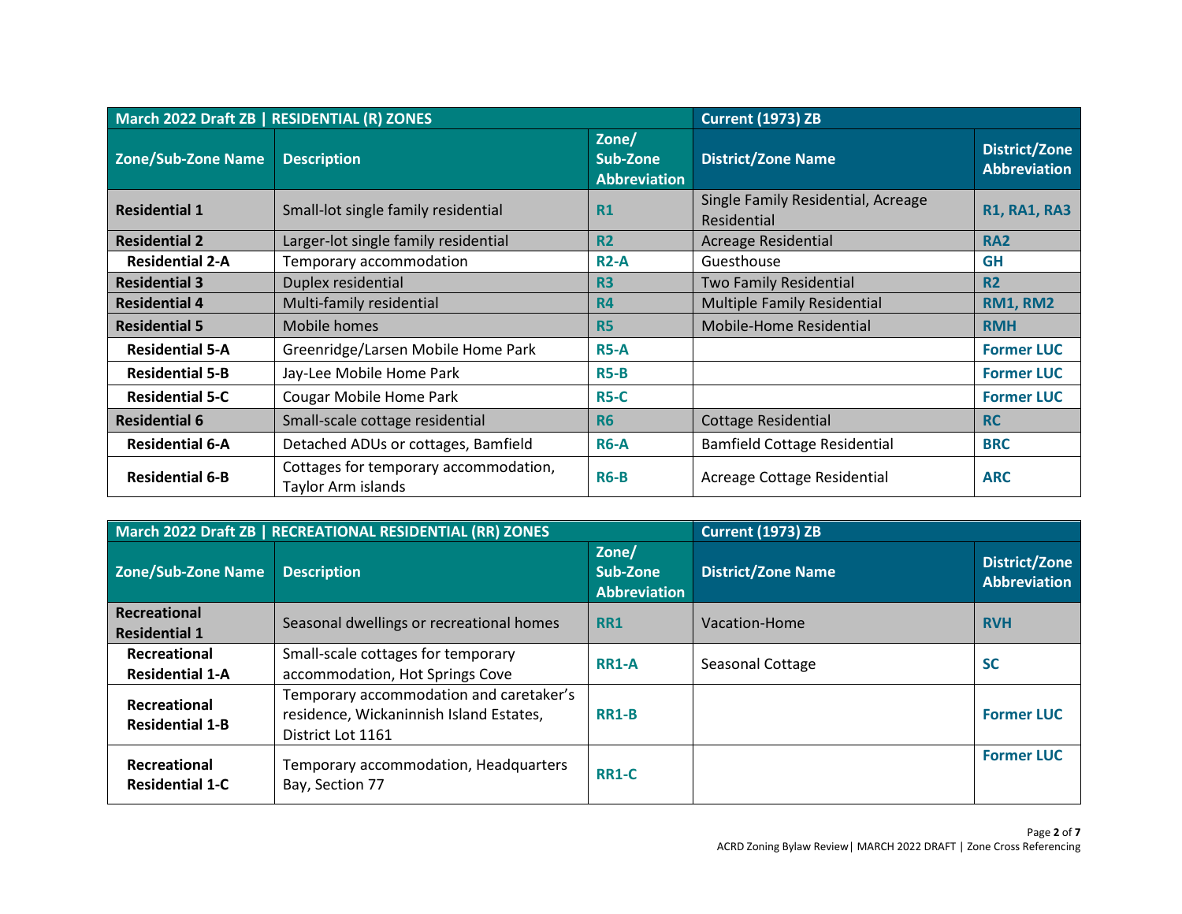| March 2022 Draft ZB \| RESIDENTIAL (R) ZONES | | | Current (1973) ZB | |
|---|---|---|---|---|
| **Zone/Sub-Zone Name** | **Description** | **Zone/ Sub-Zone Abbreviation** | **District/Zone Name** | **District/Zone Abbreviation** |
| **Residential 1** | Small-lot single family residential | **R1** | Single Family Residential, Acreage Residential | **R1, RA1, RA3** |
| **Residential 2** | Larger-lot single family residential | **R2** | Acreage Residential | **RA2** |
| **Residential 2-A** | Temporary accommodation | **R2-A** | Guesthouse | **GH** |
| **Residential 3** | Duplex residential | **R3** | Two Family Residential | **R2** |
| **Residential 4** | Multi-family residential | **R4** | Multiple Family Residential | **RM1, RM2** |
| **Residential 5** | Mobile homes | **R5** | Mobile-Home Residential | **RMH** |
| **Residential 5-A** | Greenridge/Larsen Mobile Home Park | **R5-A** | | **Former LUC** |
| **Residential 5-B** | Jay-Lee Mobile Home Park | **R5-B** | | **Former LUC** |
| **Residential 5-C** | Cougar Mobile Home Park | **R5-C** | | **Former LUC** |
| **Residential 6** | Small-scale cottage residential | **R6** | Cottage Residential | **RC** |
| **Residential 6-A** | Detached ADUs or cottages, Bamfield | **R6-A** | Bamfield Cottage Residential | **BRC** |
| **Residential 6-B** | Cottages for temporary accommodation, Taylor Arm islands | **R6-B** | Acreage Cottage Residential | **ARC** |

| March 2022 Draft ZB \| RECREATIONAL RESIDENTIAL (RR) ZONES | | | Current (1973) ZB | |
|---|---|---|---|---|
| **Zone/Sub-Zone Name** | **Description** | **Zone/ Sub-Zone Abbreviation** | **District/Zone Name** | **District/Zone Abbreviation** |
| **Recreational Residential 1** | Seasonal dwellings or recreational homes | **RR1** | Vacation-Home | **RVH** |
| **Recreational Residential 1-A** | Small-scale cottages for temporary accommodation, Hot Springs Cove | **RR1-A** | Seasonal Cottage | **SC** |
| **Recreational Residential 1-B** | Temporary accommodation and caretaker's residence, Wickaninnish Island Estates, District Lot 1161 | **RR1-B** | | **Former LUC** |
| **Recreational Residential 1-C** | Temporary accommodation, Headquarters Bay, Section 77 | **RR1-C** | | **Former LUC** |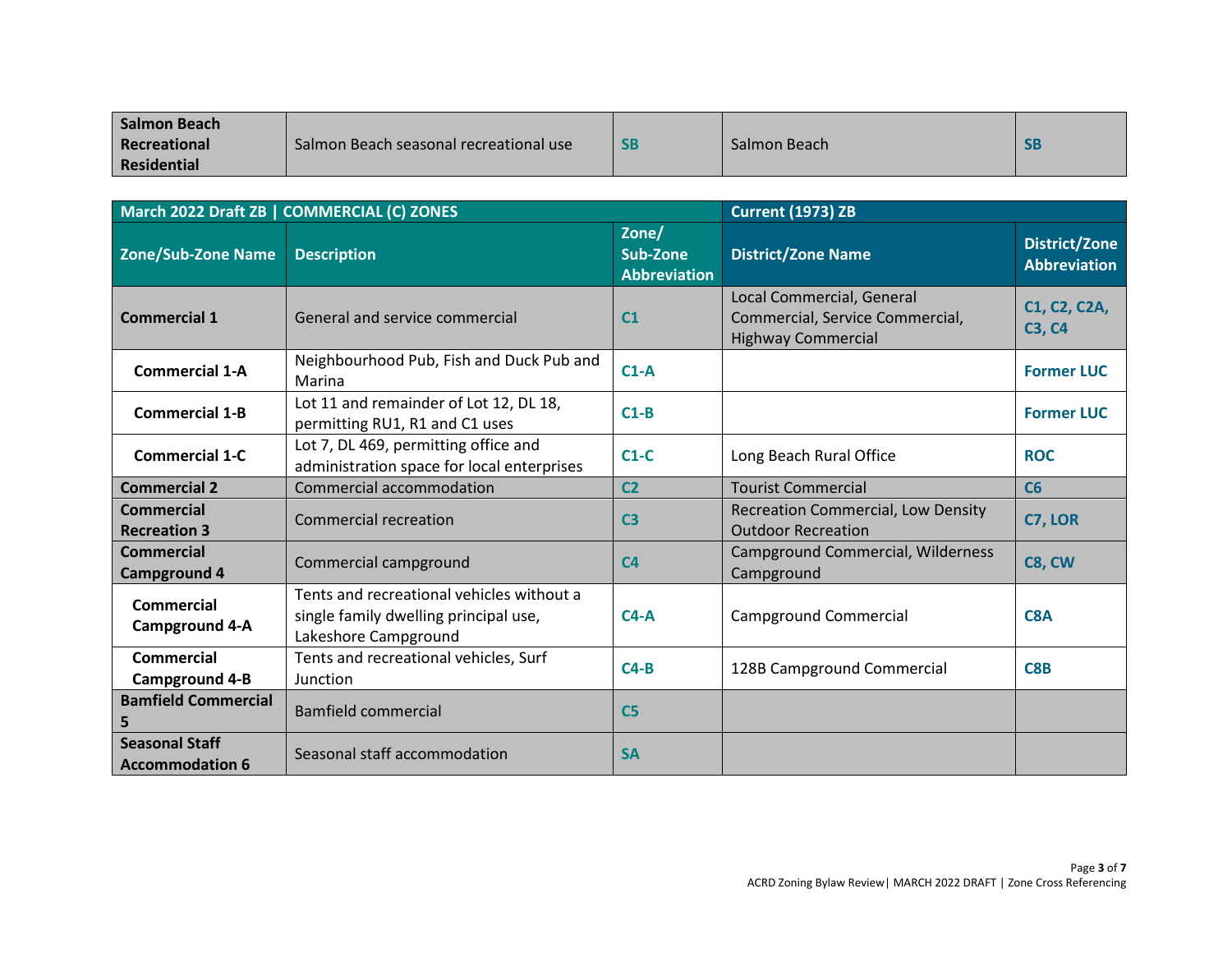| Salmon Beach Recreational Residential | Salmon Beach seasonal recreational use | SB | Salmon Beach | SB |
|---|---|---|---|---|

| March 2022 Draft ZB \| COMMERCIAL (C) ZONES | | | Current (1973) ZB | |
|---|---|---|---|---|
| **Zone/Sub-Zone Name** | **Description** | **Zone/ Sub-Zone Abbreviation** | **District/Zone Name** | **District/Zone Abbreviation** |
| **Commercial 1** | General and service commercial | **C1** | Local Commercial, General Commercial, Service Commercial, Highway Commercial | **C1, C2, C2A, C3, C4** |
| **Commercial 1-A** | Neighbourhood Pub, Fish and Duck Pub and Marina | **C1-A** | | **Former LUC** |
| **Commercial 1-B** | Lot 11 and remainder of Lot 12, DL 18, permitting RU1, R1 and C1 uses | **C1-B** | | **Former LUC** |
| **Commercial 1-C** | Lot 7, DL 469, permitting office and administration space for local enterprises | **C1-C** | Long Beach Rural Office | **ROC** |
| **Commercial 2** | Commercial accommodation | **C2** | Tourist Commercial | **C6** |
| **Commercial Recreation 3** | Commercial recreation | **C3** | Recreation Commercial, Low Density Outdoor Recreation | **C7, LOR** |
| **Commercial Campground 4** | Commercial campground | **C4** | Campground Commercial, Wilderness Campground | **C8, CW** |
| **Commercial Campground 4-A** | Tents and recreational vehicles without a single family dwelling principal use, Lakeshore Campground | **C4-A** | Campground Commercial | **C8A** |
| **Commercial Campground 4-B** | Tents and recreational vehicles, Surf Junction | **C4-B** | 128B Campground Commercial | **C8B** |
| **Bamfield Commercial 5** | Bamfield commercial | **C5** | | |
| **Seasonal Staff Accommodation 6** | Seasonal staff accommodation | **SA** | | |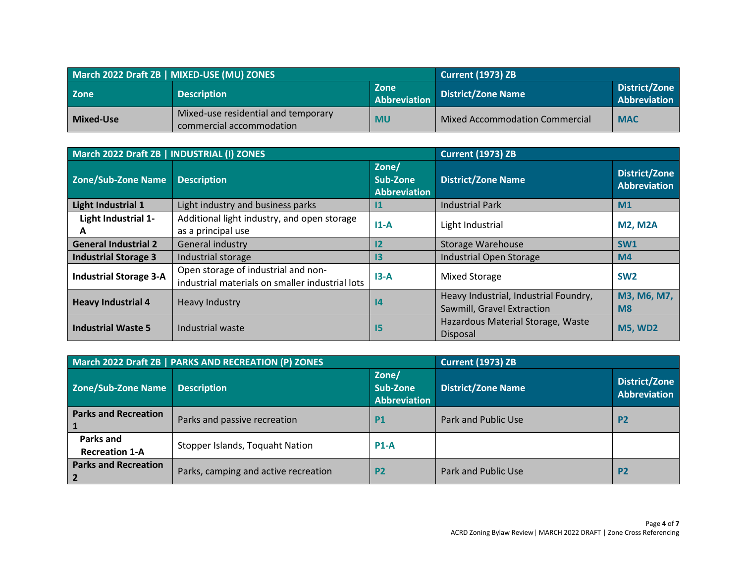| March 2022 Draft ZB \| MIXED-USE (MU) ZONES | | | Current (1973) ZB | |
|---|---|---|---|---|
| **Zone** | **Description** | **Zone Abbreviation** | **District/Zone Name** | **District/Zone Abbreviation** |
| **Mixed-Use** | Mixed-use residential and temporary commercial accommodation | **MU** | Mixed Accommodation Commercial | **MAC** |

| March 2022 Draft ZB \| INDUSTRIAL (I) ZONES | | | Current (1973) ZB | |
|---|---|---|---|---|
| **Zone/Sub-Zone Name** | **Description** | **Zone/ Sub-Zone Abbreviation** | **District/Zone Name** | **District/Zone Abbreviation** |
| **Light Industrial 1** | Light industry and business parks | **I1** | Industrial Park | **M1** |
| **Light Industrial 1-A** | Additional light industry, and open storage as a principal use | **I1-A** | Light Industrial | **M2, M2A** |
| **General Industrial 2** | General industry | **I2** | Storage Warehouse | **SW1** |
| **Industrial Storage 3** | Industrial storage | **I3** | Industrial Open Storage | **M4** |
| **Industrial Storage 3-A** | Open storage of industrial and non-industrial materials on smaller industrial lots | **I3-A** | Mixed Storage | **SW2** |
| **Heavy Industrial 4** | Heavy Industry | **I4** | Heavy Industrial, Industrial Foundry, Sawmill, Gravel Extraction | **M3, M6, M7, M8** |
| **Industrial Waste 5** | Industrial waste | **I5** | Hazardous Material Storage, Waste Disposal | **M5, WD2** |

| March 2022 Draft ZB \| PARKS AND RECREATION (P) ZONES | | | Current (1973) ZB | |
|---|---|---|---|---|
| **Zone/Sub-Zone Name** | **Description** | **Zone/ Sub-Zone Abbreviation** | **District/Zone Name** | **District/Zone Abbreviation** |
| **Parks and Recreation 1** | Parks and passive recreation | **P1** | Park and Public Use | **P2** |
| **Parks and Recreation 1-A** | Stopper Islands, Toquaht Nation | **P1-A** | | |
| **Parks and Recreation 2** | Parks, camping and active recreation | **P2** | Park and Public Use | **P2** |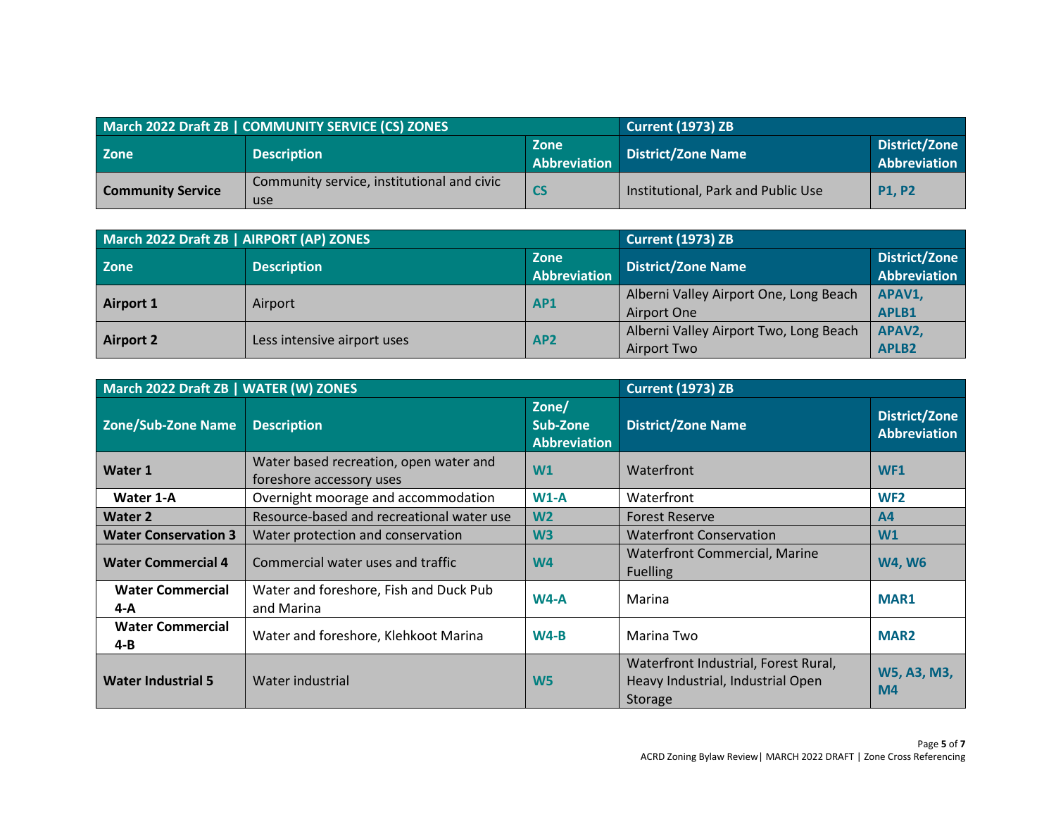| March 2022 Draft ZB \| COMMUNITY SERVICE (CS) ZONES | | | Current (1973) ZB | |
|---|---|---|---|---|
| **Zone** | **Description** | **Zone Abbreviation** | **District/Zone Name** | **District/Zone Abbreviation** |
| **Community Service** | Community service, institutional and civic use | **CS** | Institutional, Park and Public Use | **P1, P2** |

| March 2022 Draft ZB \| AIRPORT (AP) ZONES | | | Current (1973) ZB | |
|---|---|---|---|---|
| **Zone** | **Description** | **Zone Abbreviation** | **District/Zone Name** | **District/Zone Abbreviation** |
| **Airport 1** | Airport | **AP1** | Alberni Valley Airport One, Long Beach Airport One | **APAV1, APLB1** |
| **Airport 2** | Less intensive airport uses | **AP2** | Alberni Valley Airport Two, Long Beach Airport Two | **APAV2, APLB2** |

| March 2022 Draft ZB \| WATER (W) ZONES | | | Current (1973) ZB | |
|---|---|---|---|---|
| **Zone/Sub-Zone Name** | **Description** | **Zone/ Sub-Zone Abbreviation** | **District/Zone Name** | **District/Zone Abbreviation** |
| **Water 1** | Water based recreation, open water and foreshore accessory uses | **W1** | Waterfront | **WF1** |
| **Water 1-A** | Overnight moorage and accommodation | **W1-A** | Waterfront | **WF2** |
| **Water 2** | Resource-based and recreational water use | **W2** | Forest Reserve | **A4** |
| **Water Conservation 3** | Water protection and conservation | **W3** | Waterfront Conservation | **W1** |
| **Water Commercial 4** | Commercial water uses and traffic | **W4** | Waterfront Commercial, Marine Fuelling | **W4, W6** |
| **Water Commercial 4-A** | Water and foreshore, Fish and Duck Pub and Marina | **W4-A** | Marina | **MAR1** |
| **Water Commercial 4-B** | Water and foreshore, Klehkoot Marina | **W4-B** | Marina Two | **MAR2** |
| **Water Industrial 5** | Water industrial | **W5** | Waterfront Industrial, Forest Rural, Heavy Industrial, Industrial Open Storage | **W5, A3, M3, M4** |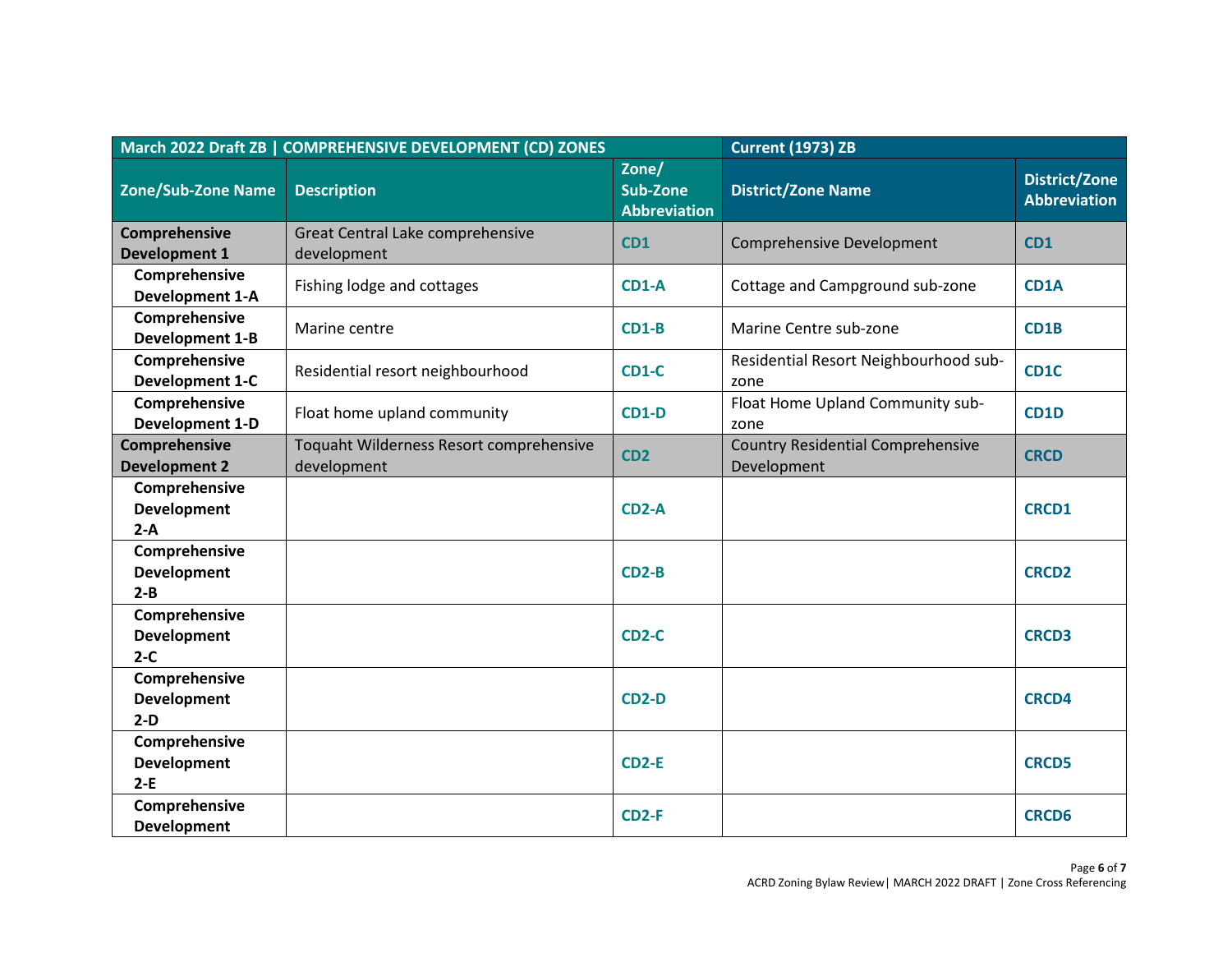| March 2022 Draft ZB \| COMPREHENSIVE DEVELOPMENT (CD) ZONES | | | Current (1973) ZB | |
|---|---|---|---|---|
| **Zone/Sub-Zone Name** | **Description** | **Zone/ Sub-Zone Abbreviation** | **District/Zone Name** | **District/Zone Abbreviation** |
| **Comprehensive Development 1** | Great Central Lake comprehensive development | **CD1** | Comprehensive Development | **CD1** |
| **Comprehensive Development 1-A** | Fishing lodge and cottages | **CD1-A** | Cottage and Campground sub-zone | **CD1A** |
| **Comprehensive Development 1-B** | Marine centre | **CD1-B** | Marine Centre sub-zone | **CD1B** |
| **Comprehensive Development 1-C** | Residential resort neighbourhood | **CD1-C** | Residential Resort Neighbourhood sub-zone | **CD1C** |
| **Comprehensive Development 1-D** | Float home upland community | **CD1-D** | Float Home Upland Community sub-zone | **CD1D** |
| **Comprehensive Development 2** | Toquaht Wilderness Resort comprehensive development | **CD2** | Country Residential Comprehensive Development | **CRCD** |
| **Comprehensive Development 2-A** | | **CD2-A** | | **CRCD1** |
| **Comprehensive Development 2-B** | | **CD2-B** | | **CRCD2** |
| **Comprehensive Development 2-C** | | **CD2-C** | | **CRCD3** |
| **Comprehensive Development 2-D** | | **CD2-D** | | **CRCD4** |
| **Comprehensive Development 2-E** | | **CD2-E** | | **CRCD5** |
| **Comprehensive Development** | | **CD2-F** | | **CRCD6** |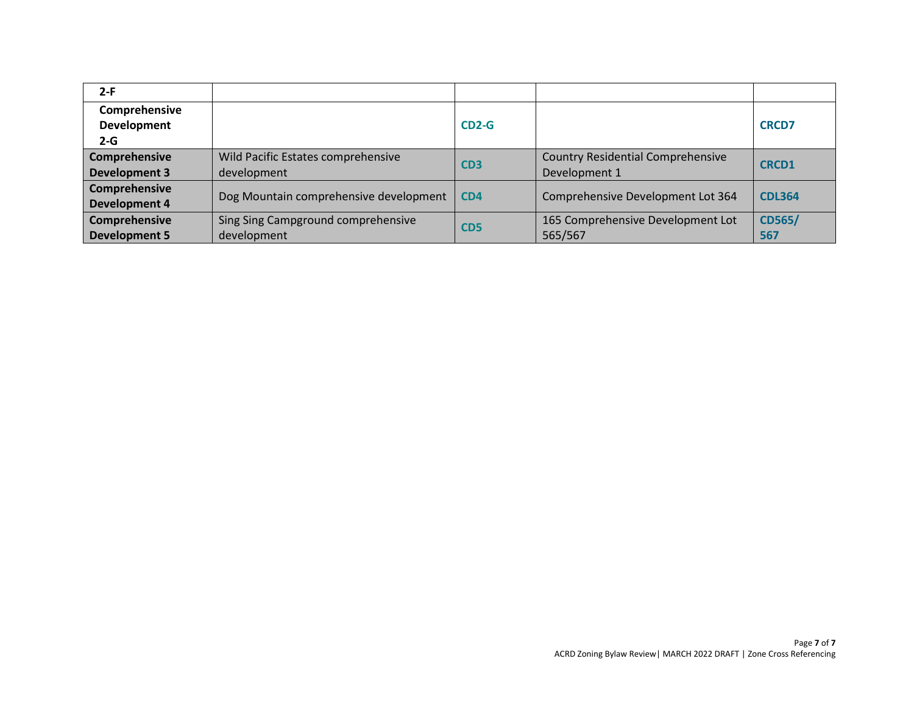| | | | | |
|---|---|---|---|---|
| 2-F | | | | |
| Comprehensive Development 2-G | | CD2-G | | CRCD7 |
| **Comprehensive Development 3** | Wild Pacific Estates comprehensive development | CD3 | Country Residential Comprehensive Development 1 | CRCD1 |
| **Comprehensive Development 4** | Dog Mountain comprehensive development | CD4 | Comprehensive Development Lot 364 | CDL364 |
| **Comprehensive Development 5** | Sing Sing Campground comprehensive development | CD5 | 165 Comprehensive Development Lot 565/567 | CD565/567 |